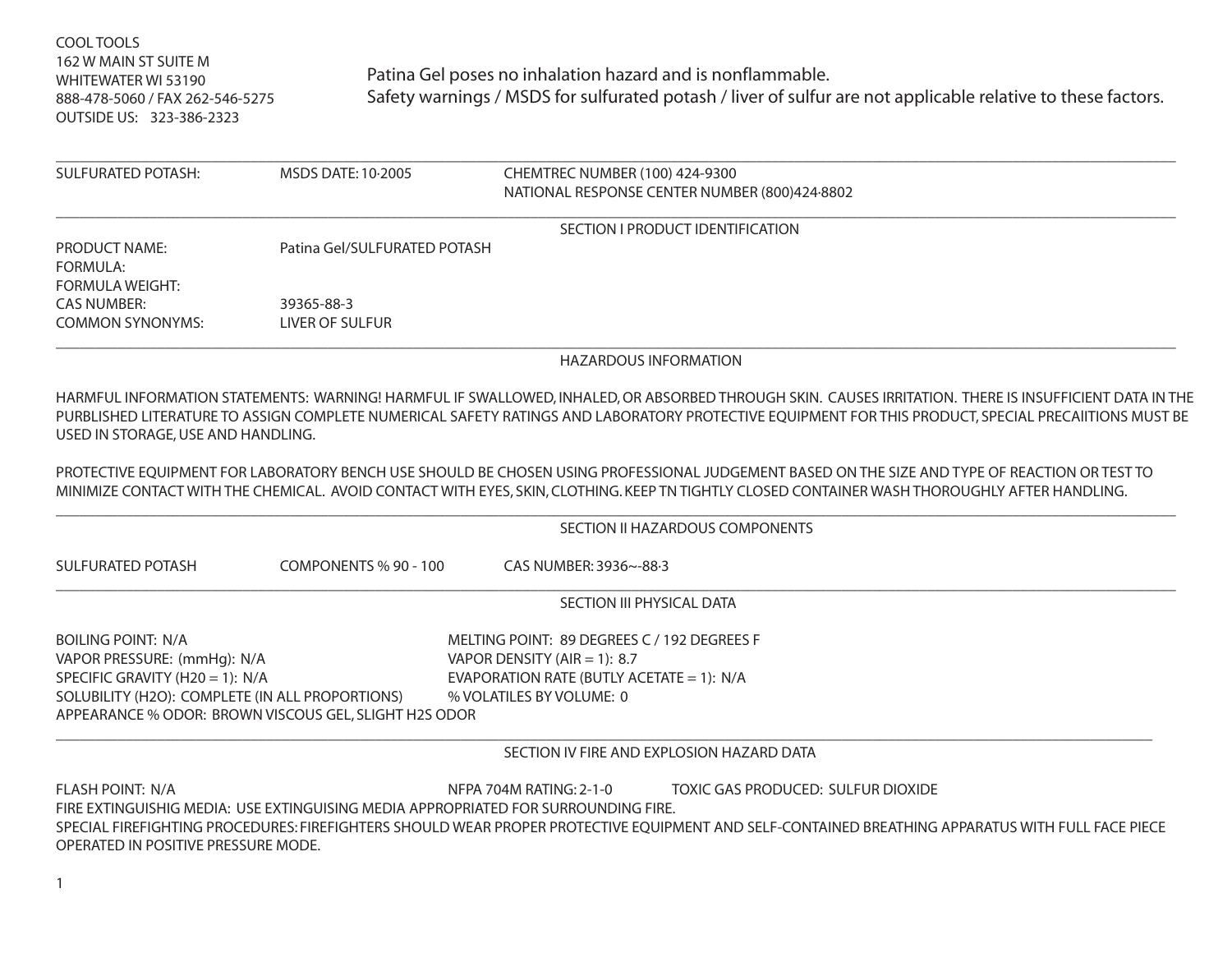COOL TOOLS
162 W MAIN ST SUITE M
WHITEWATER WI 53190
888-478-5060 / FAX 262-546-5275
OUTSIDE US: 323-386-2323

Patina Gel poses no inhalation hazard and is nonflammable.
Safety warnings / MSDS for sulfurated potash / liver of sulfur are not applicable relative to these factors.

---

SULFURATED POTASH: MSDS DATE: 10·2005 CHEMTREC NUMBER (100) 424-9300
NATIONAL RESPONSE CENTER NUMBER (800)424·8802

---

## SECTION I PRODUCT IDENTIFICATION

| | |
|---|---|
| PRODUCT NAME: | Patina Gel/SULFURATED POTASH |
| FORMULA: | |
| FORMULA WEIGHT: | |
| CAS NUMBER: | 39365-88-3 |
| COMMON SYNONYMS: | LIVER OF SULFUR |

---

## HAZARDOUS INFORMATION

HARMFUL INFORMATION STATEMENTS: WARNING! HARMFUL IF SWALLOWED, INHALED, OR ABSORBED THROUGH SKIN. CAUSES IRRITATION. THERE IS INSUFFICIENT DATA IN THE PURBLISHED LITERATURE TO ASSIGN COMPLETE NUMERICAL SAFETY RATINGS AND LABORATORY PROTECTIVE EQUIPMENT FOR THIS PRODUCT, SPECIAL PRECAIITIONS MUST BE USED IN STORAGE, USE AND HANDLING.

PROTECTIVE EQUIPMENT FOR LABORATORY BENCH USE SHOULD BE CHOSEN USING PROFESSIONAL JUDGEMENT BASED ON THE SIZE AND TYPE OF REACTION OR TEST TO MINIMIZE CONTACT WITH THE CHEMICAL. AVOID CONTACT WITH EYES, SKIN, CLOTHING. KEEP TN TIGHTLY CLOSED CONTAINER WASH THOROUGHLY AFTER HANDLING.

---

## SECTION II HAZARDOUS COMPONENTS

| | | |
|---|---|---|
| SULFURATED POTASH | COMPONENTS % 90 - 100 | CAS NUMBER: 3936~-88·3 |

---

## SECTION III PHYSICAL DATA

| | |
|---|---|
| BOILING POINT: N/A | MELTING POINT: 89 DEGREES C / 192 DEGREES F |
| VAPOR PRESSURE: (mmHg): N/A | VAPOR DENSITY (AIR = 1): 8.7 |
| SPECIFIC GRAVITY (H20 = 1): N/A | EVAPORATION RATE (BUTLY ACETATE = 1): N/A |
| SOLUBILITY (H2O): COMPLETE (IN ALL PROPORTIONS) | % VOLATILES BY VOLUME: 0 |

APPEARANCE % ODOR: BROWN VISCOUS GEL, SLIGHT H2S ODOR

---

## SECTION IV FIRE AND EXPLOSION HAZARD DATA

FLASH POINT: N/A NFPA 704M RATING: 2-1-0 TOXIC GAS PRODUCED: SULFUR DIOXIDE

FIRE EXTINGUISHIG MEDIA: USE EXTINGUISING MEDIA APPROPRIATED FOR SURROUNDING FIRE.

SPECIAL FIREFIGHTING PROCEDURES: FIREFIGHTERS SHOULD WEAR PROPER PROTECTIVE EQUIPMENT AND SELF-CONTAINED BREATHING APPARATUS WITH FULL FACE PIECE OPERATED IN POSITIVE PRESSURE MODE.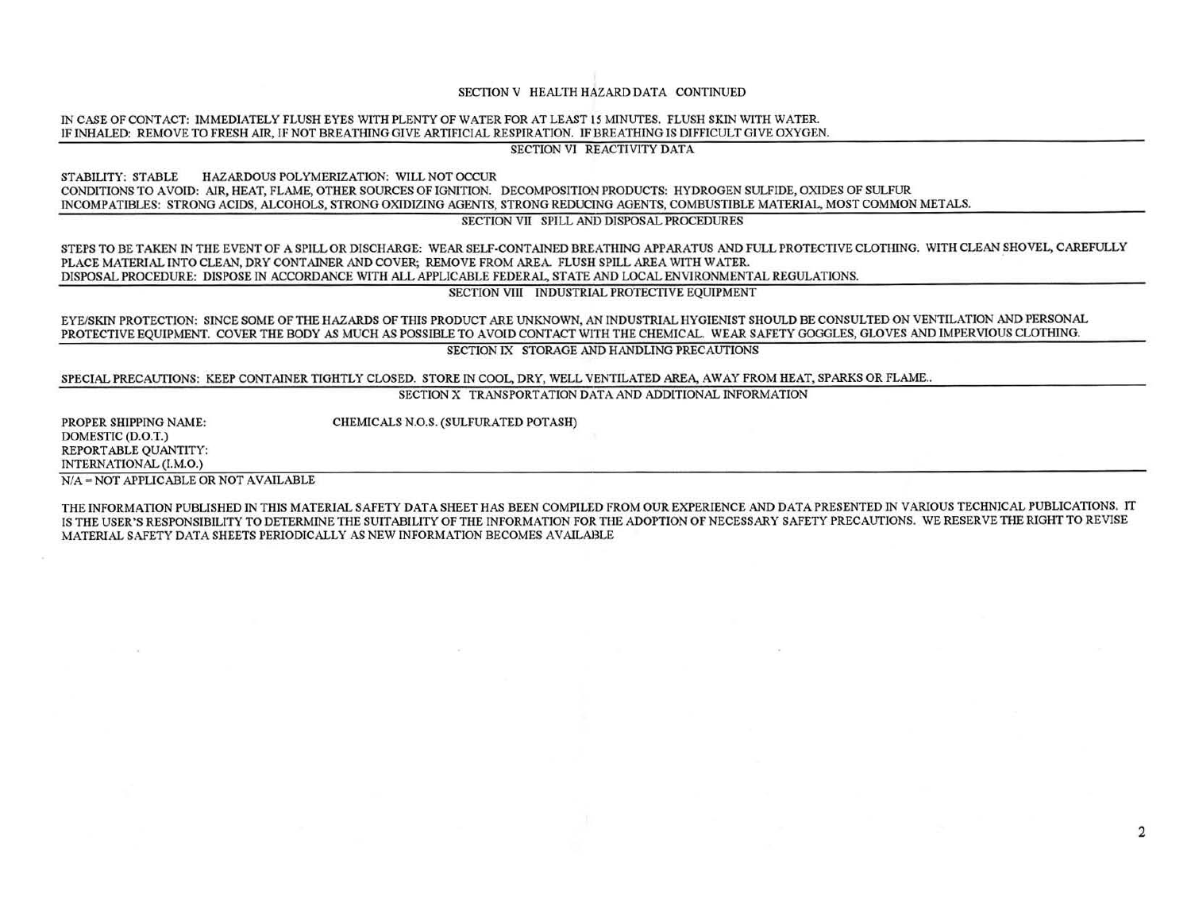## SECTION V HEALTH HAZARD DATA CONTINUED

IN CASE OF CONTACT: IMMEDIATELY FLUSH EYES WITH PLENTY OF WATER FOR AT LEAST 15 MINUTES. FLUSH SKIN WITH WATER.
IF INHALED: REMOVE TO FRESH AIR, IF NOT BREATHING GIVE ARTIFICIAL RESPIRATION. IF BREATHING IS DIFFICULT GIVE OXYGEN.

## SECTION VI REACTIVITY DATA

STABILITY: STABLE HAZARDOUS POLYMERIZATION: WILL NOT OCCUR
CONDITIONS TO AVOID: AIR, HEAT, FLAME, OTHER SOURCES OF IGNITION. DECOMPOSITION PRODUCTS: HYDROGEN SULFIDE, OXIDES OF SULFUR
INCOMPATIBLES: STRONG ACIDS, ALCOHOLS, STRONG OXIDIZING AGENTS, STRONG REDUCING AGENTS, COMBUSTIBLE MATERIAL, MOST COMMON METALS.

## SECTION VII SPILL AND DISPOSAL PROCEDURES

STEPS TO BE TAKEN IN THE EVENT OF A SPILL OR DISCHARGE: WEAR SELF-CONTAINED BREATHING APPARATUS AND FULL PROTECTIVE CLOTHING. WITH CLEAN SHOVEL, CAREFULLY PLACE MATERIAL INTO CLEAN, DRY CONTAINER AND COVER; REMOVE FROM AREA. FLUSH SPILL AREA WITH WATER.
DISPOSAL PROCEDURE: DISPOSE IN ACCORDANCE WITH ALL APPLICABLE FEDERAL, STATE AND LOCAL ENVIRONMENTAL REGULATIONS.

## SECTION VIII INDUSTRIAL PROTECTIVE EQUIPMENT

EYE/SKIN PROTECTION: SINCE SOME OF THE HAZARDS OF THIS PRODUCT ARE UNKNOWN, AN INDUSTRIAL HYGIENIST SHOULD BE CONSULTED ON VENTILATION AND PERSONAL PROTECTIVE EQUIPMENT. COVER THE BODY AS MUCH AS POSSIBLE TO AVOID CONTACT WITH THE CHEMICAL. WEAR SAFETY GOGGLES, GLOVES AND IMPERVIOUS CLOTHING.

## SECTION IX STORAGE AND HANDLING PRECAUTIONS

SPECIAL PRECAUTIONS: KEEP CONTAINER TIGHTLY CLOSED. STORE IN COOL, DRY, WELL VENTILATED AREA, AWAY FROM HEAT, SPARKS OR FLAME..

## SECTION X TRANSPORTATION DATA AND ADDITIONAL INFORMATION

PROPER SHIPPING NAME: CHEMICALS N.O.S. (SULFURATED POTASH)
DOMESTIC (D.O.T.)
REPORTABLE QUANTITY:
INTERNATIONAL (I.M.O.)

N/A = NOT APPLICABLE OR NOT AVAILABLE

THE INFORMATION PUBLISHED IN THIS MATERIAL SAFETY DATA SHEET HAS BEEN COMPILED FROM OUR EXPERIENCE AND DATA PRESENTED IN VARIOUS TECHNICAL PUBLICATIONS. IT IS THE USER'S RESPONSIBILITY TO DETERMINE THE SUITABILITY OF THE INFORMATION FOR THE ADOPTION OF NECESSARY SAFETY PRECAUTIONS. WE RESERVE THE RIGHT TO REVISE MATERIAL SAFETY DATA SHEETS PERIODICALLY AS NEW INFORMATION BECOMES AVAILABLE